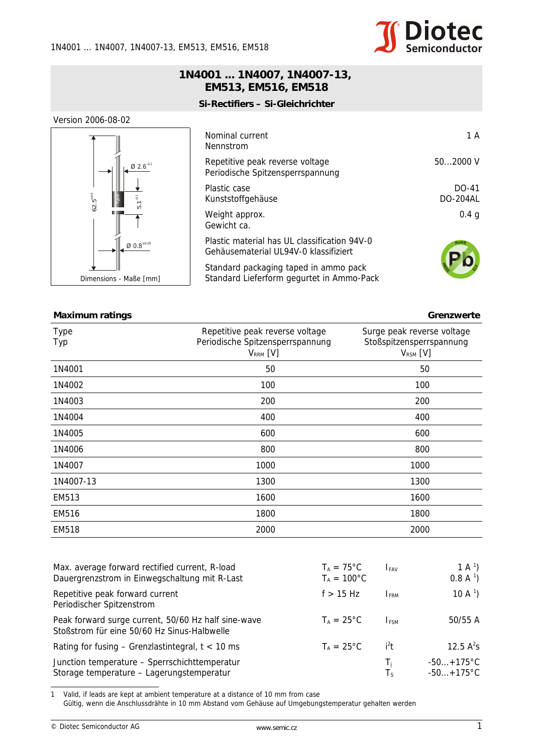1N4001 ... 1N4007, 1N4007-13, EM513, EM516, EM518

# 1N4001 ... 1N4007, 1N4007-13, EM513, EM516, EM518

### Si-Rectifiers – Si-Gleichrichter

Version 2006-08-02

Dimensions - Maße [mm]

| | |
|---|---|
| Nominal current<br>Nennstrom | 1 A |
| Repetitive peak reverse voltage<br>Periodische Spitzensperrspannung | 50...2000 V |
| Plastic case<br>Kunststoffgehäuse | DO-41<br>DO-204AL |
| Weight approx.<br>Gewicht ca. | 0.4 g |
| Plastic material has UL classification 94V-0<br>Gehäusematerial UL94V-0 klassifiziert | |
| Standard packaging taped in ammo pack<br>Standard Lieferform gegurtet in Ammo-Pack | |

**Maximum ratings** **Grenzwerte**

| Type<br>Typ | Repetitive peak reverse voltage<br>Periodische Spitzensperrspannung<br>$V_{RRM}$ [V] | Surge peak reverse voltage<br>Stoßspitzensperrspannung<br>$V_{RSM}$ [V] |
|---|---|---|
| 1N4001 | 50 | 50 |
| 1N4002 | 100 | 100 |
| 1N4003 | 200 | 200 |
| 1N4004 | 400 | 400 |
| 1N4005 | 600 | 600 |
| 1N4006 | 800 | 800 |
| 1N4007 | 1000 | 1000 |
| 1N4007-13 | 1300 | 1300 |
| EM513 | 1600 | 1600 |
| EM516 | 1800 | 1800 |
| EM518 | 2000 | 2000 |

| | | | |
|---|---|---|---|
| Max. average forward rectified current, R-load<br>Dauergrenzstrom in Einwegschaltung mit R-Last | $T_A = 75°C$<br>$T_A = 100°C$ | $I_{FAV}$ | 1 A [1])<br>0.8 A [1]) |
| Repetitive peak forward current<br>Periodischer Spitzenstrom | f > 15 Hz | $I_{FRM}$ | 10 A [1]) |
| Peak forward surge current, 50/60 Hz half sine-wave<br>Stoßstrom für eine 50/60 Hz Sinus-Halbwelle | $T_A = 25°C$ | $I_{FSM}$ | 50/55 A |
| Rating for fusing – Grenzlastintegral, t < 10 ms | $T_A = 25°C$ | $i^2t$ | 12.5 $A^2s$ |
| Junction temperature – Sperrschichttemperatur<br>Storage temperature – Lagerungstemperatur | | $T_j$<br>$T_S$ | -50...+175°C<br>-50...+175°C |

1 Valid, if leads are kept at ambient temperature at a distance of 10 mm from case
Gültig, wenn die Anschlussdrähte in 10 mm Abstand vom Gehäuse auf Umgebungstemperatur gehalten werden

© Diotec Semiconductor AG www.semic.cz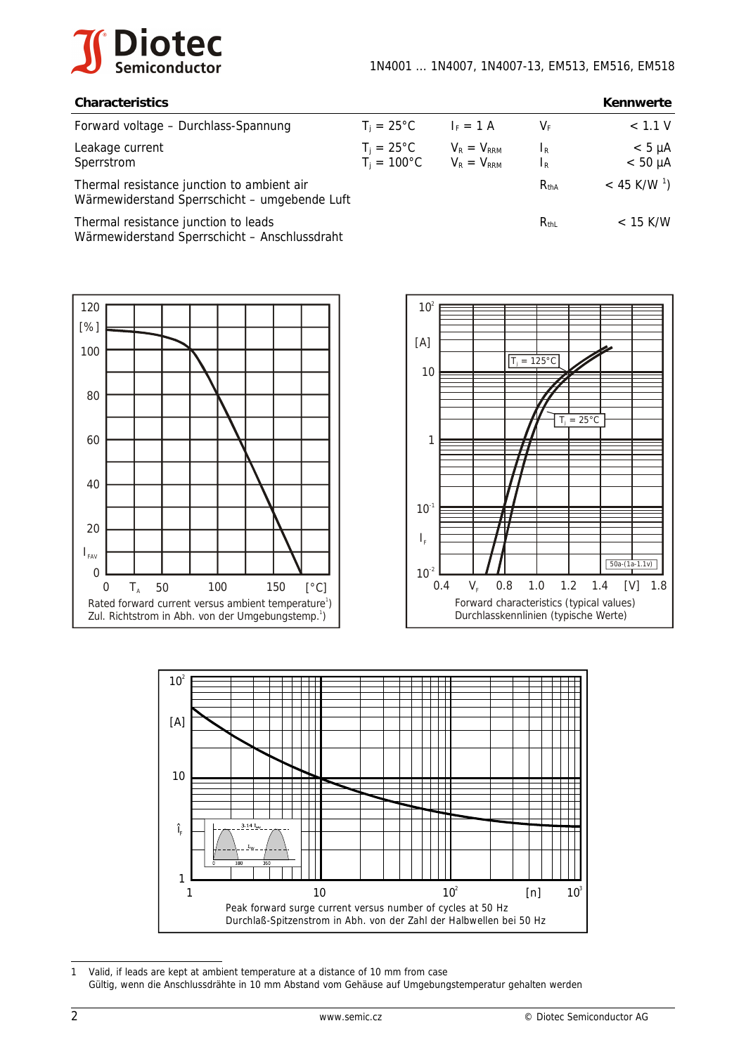| Characteristics | | | | Kennwerte |
|---|---|---|---|---|
| Forward voltage – Durchlass-Spannung | $T_j = 25°C$ | $I_F = 1$ A | $V_F$ | < 1.1 V |
| Leakage current<br>Sperrstrom | $T_j = 25°C$<br>$T_j = 100°C$ | $V_R = V_{RRM}$<br>$V_R = V_{RRM}$ | $I_R$<br>$I_R$ | < 5 µA<br>< 50 µA |
| Thermal resistance junction to ambient air<br>Wärmewiderstand Sperrschicht – umgebende Luft | | | $R_{thA}$ | < 45 K/W [1]) |
| Thermal resistance junction to leads<br>Wärmewiderstand Sperrschicht – Anschlussdraht | | | $R_{thL}$ | < 15 K/W |

120
[%]
100
80
60
40
20
$I_{FAV}$
0
0 $T_A$ 50 100 150 [°C]

Rated forward current versus ambient temperature[1])
Zul. Richtstrom in Abh. von der Umgebungstemp.[1])

$10^2$
[A]
10
1
$10^{-1}$
$I_F$
$10^{-2}$
0.4 $V_F$ 0.8 1.0 1.2 1.4 [V] 1.8

$T_j$ = 125°C
$T_j$ = 25°C
50a-(1a-1.1v)

Forward characteristics (typical values)
Durchlasskennlinien (typische Werte)

$10^2$
[A]
10
$\hat{I}_F$
1
1 10 $10^2$ [n] $10^3$

Peak forward surge current versus number of cycles at 50 Hz
Durchlaß-Spitzenstrom in Abh. von der Zahl der Halbwellen bei 50 Hz

1 Valid, if leads are kept at ambient temperature at a distance of 10 mm from case
Gültig, wenn die Anschlussdrähte in 10 mm Abstand vom Gehäuse auf Umgebungstemperatur gehalten werden